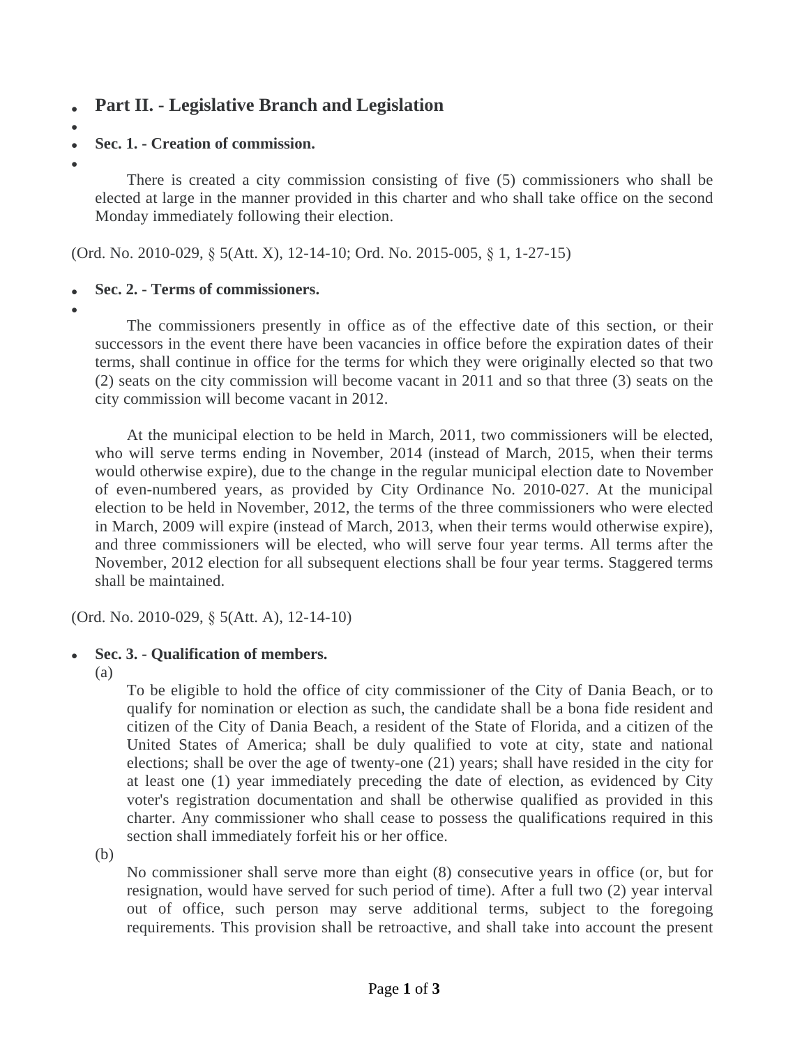## Part II. - Legislative Branch and Legislation

### Sec. 1. - Creation of commission.

There is created a city commission consisting of five (5) commissioners who shall be elected at large in the manner provided in this charter and who shall take office on the second Monday immediately following their election.

(Ord. No. 2010-029, § 5(Att. X), 12-14-10; Ord. No. 2015-005, § 1, 1-27-15)

### Sec. 2. - Terms of commissioners.

The commissioners presently in office as of the effective date of this section, or their successors in the event there have been vacancies in office before the expiration dates of their terms, shall continue in office for the terms for which they were originally elected so that two (2) seats on the city commission will become vacant in 2011 and so that three (3) seats on the city commission will become vacant in 2012.

At the municipal election to be held in March, 2011, two commissioners will be elected, who will serve terms ending in November, 2014 (instead of March, 2015, when their terms would otherwise expire), due to the change in the regular municipal election date to November of even-numbered years, as provided by City Ordinance No. 2010-027. At the municipal election to be held in November, 2012, the terms of the three commissioners who were elected in March, 2009 will expire (instead of March, 2013, when their terms would otherwise expire), and three commissioners will be elected, who will serve four year terms. All terms after the November, 2012 election for all subsequent elections shall be four year terms. Staggered terms shall be maintained.

(Ord. No. 2010-029, § 5(Att. A), 12-14-10)

### Sec. 3. - Qualification of members.

(a) To be eligible to hold the office of city commissioner of the City of Dania Beach, or to qualify for nomination or election as such, the candidate shall be a bona fide resident and citizen of the City of Dania Beach, a resident of the State of Florida, and a citizen of the United States of America; shall be duly qualified to vote at city, state and national elections; shall be over the age of twenty-one (21) years; shall have resided in the city for at least one (1) year immediately preceding the date of election, as evidenced by City voter's registration documentation and shall be otherwise qualified as provided in this charter. Any commissioner who shall cease to possess the qualifications required in this section shall immediately forfeit his or her office.

(b) No commissioner shall serve more than eight (8) consecutive years in office (or, but for resignation, would have served for such period of time). After a full two (2) year interval out of office, such person may serve additional terms, subject to the foregoing requirements. This provision shall be retroactive, and shall take into account the present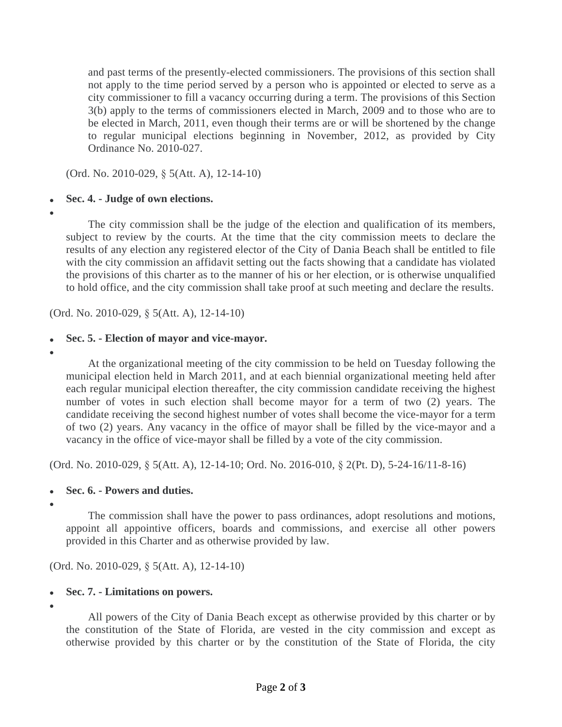and past terms of the presently-elected commissioners. The provisions of this section shall not apply to the time period served by a person who is appointed or elected to serve as a city commissioner to fill a vacancy occurring during a term. The provisions of this Section 3(b) apply to the terms of commissioners elected in March, 2009 and to those who are to be elected in March, 2011, even though their terms are or will be shortened by the change to regular municipal elections beginning in November, 2012, as provided by City Ordinance No. 2010-027.

(Ord. No. 2010-029, § 5(Att. A), 12-14-10)

- **Sec. 4. - Judge of own elections.**

The city commission shall be the judge of the election and qualification of its members, subject to review by the courts. At the time that the city commission meets to declare the results of any election any registered elector of the City of Dania Beach shall be entitled to file with the city commission an affidavit setting out the facts showing that a candidate has violated the provisions of this charter as to the manner of his or her election, or is otherwise unqualified to hold office, and the city commission shall take proof at such meeting and declare the results.

(Ord. No. 2010-029, § 5(Att. A), 12-14-10)

- **Sec. 5. - Election of mayor and vice-mayor.**

At the organizational meeting of the city commission to be held on Tuesday following the municipal election held in March 2011, and at each biennial organizational meeting held after each regular municipal election thereafter, the city commission candidate receiving the highest number of votes in such election shall become mayor for a term of two (2) years. The candidate receiving the second highest number of votes shall become the vice-mayor for a term of two (2) years. Any vacancy in the office of mayor shall be filled by the vice-mayor and a vacancy in the office of vice-mayor shall be filled by a vote of the city commission.

(Ord. No. 2010-029, § 5(Att. A), 12-14-10; Ord. No. 2016-010, § 2(Pt. D), 5-24-16/11-8-16)

- **Sec. 6. - Powers and duties.**

The commission shall have the power to pass ordinances, adopt resolutions and motions, appoint all appointive officers, boards and commissions, and exercise all other powers provided in this Charter and as otherwise provided by law.

(Ord. No. 2010-029, § 5(Att. A), 12-14-10)

- **Sec. 7. - Limitations on powers.**

All powers of the City of Dania Beach except as otherwise provided by this charter or by the constitution of the State of Florida, are vested in the city commission and except as otherwise provided by this charter or by the constitution of the State of Florida, the city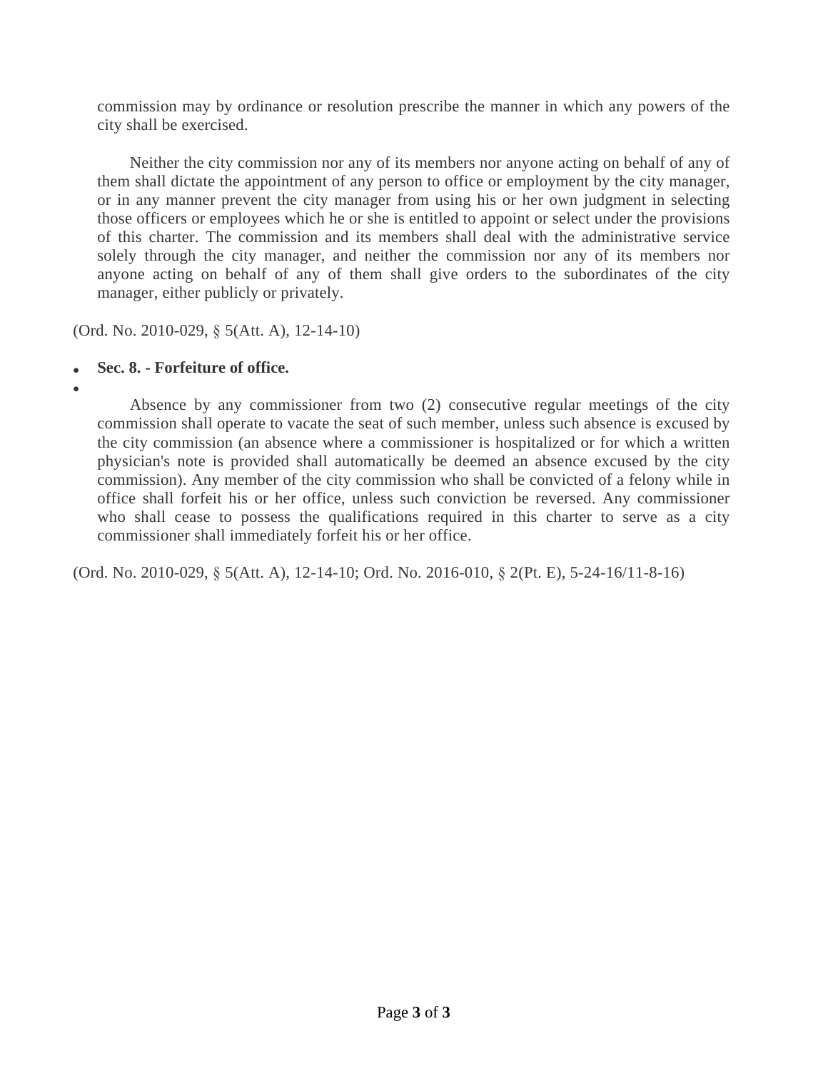commission may by ordinance or resolution prescribe the manner in which any powers of the city shall be exercised.

Neither the city commission nor any of its members nor anyone acting on behalf of any of them shall dictate the appointment of any person to office or employment by the city manager, or in any manner prevent the city manager from using his or her own judgment in selecting those officers or employees which he or she is entitled to appoint or select under the provisions of this charter. The commission and its members shall deal with the administrative service solely through the city manager, and neither the commission nor any of its members nor anyone acting on behalf of any of them shall give orders to the subordinates of the city manager, either publicly or privately.

(Ord. No. 2010-029, § 5(Att. A), 12-14-10)

- **Sec. 8. - Forfeiture of office.**

Absence by any commissioner from two (2) consecutive regular meetings of the city commission shall operate to vacate the seat of such member, unless such absence is excused by the city commission (an absence where a commissioner is hospitalized or for which a written physician's note is provided shall automatically be deemed an absence excused by the city commission). Any member of the city commission who shall be convicted of a felony while in office shall forfeit his or her office, unless such conviction be reversed. Any commissioner who shall cease to possess the qualifications required in this charter to serve as a city commissioner shall immediately forfeit his or her office.

(Ord. No. 2010-029, § 5(Att. A), 12-14-10; Ord. No. 2016-010, § 2(Pt. E), 5-24-16/11-8-16)